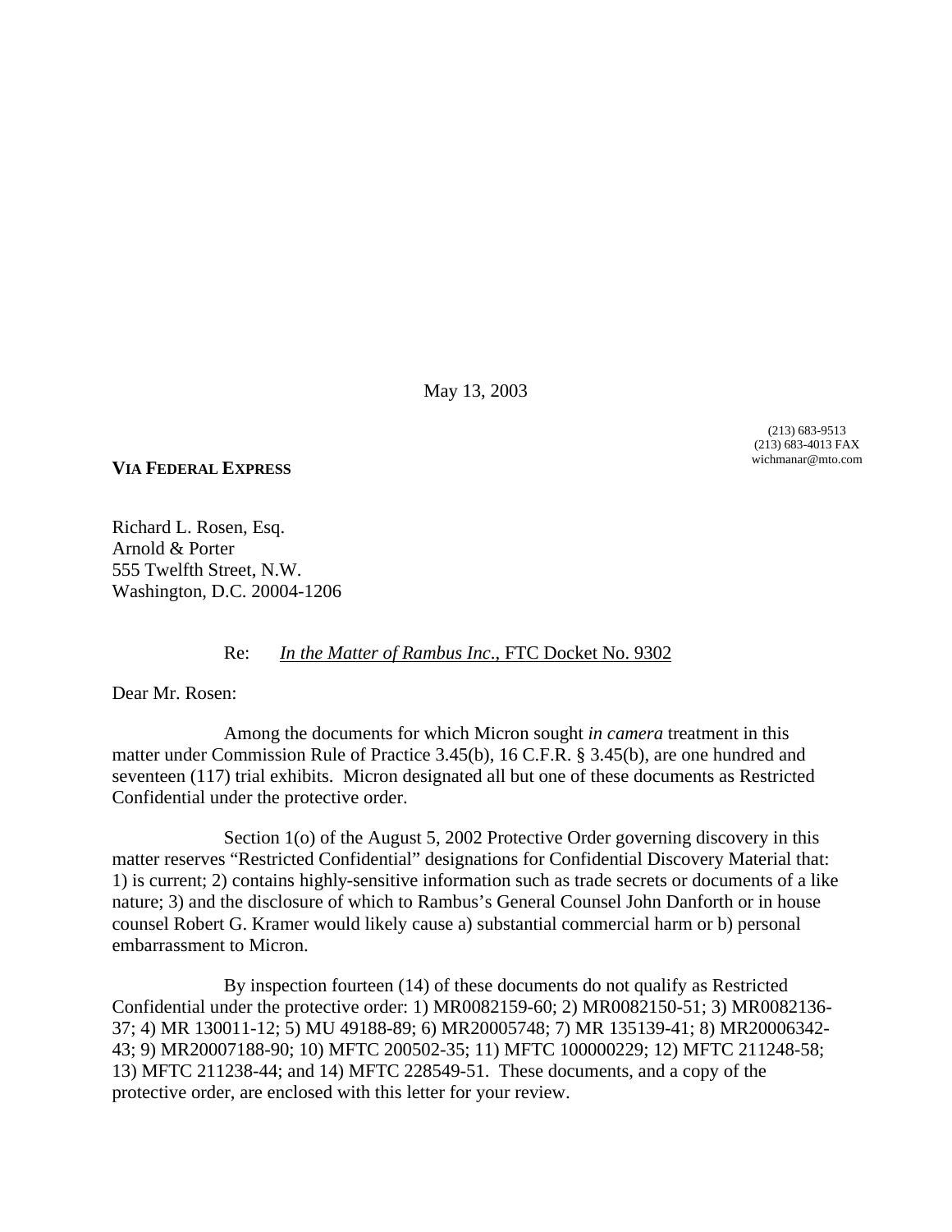May 13, 2003

(213) 683-9513
(213) 683-4013 FAX
wichmanar@mto.com

**VIA FEDERAL EXPRESS**

Richard L. Rosen, Esq.
Arnold & Porter
555 Twelfth Street, N.W.
Washington, D.C. 20004-1206

Re: *In the Matter of Rambus Inc.*, FTC Docket No. 9302

Dear Mr. Rosen:

Among the documents for which Micron sought *in camera* treatment in this matter under Commission Rule of Practice 3.45(b), 16 C.F.R. § 3.45(b), are one hundred and seventeen (117) trial exhibits. Micron designated all but one of these documents as Restricted Confidential under the protective order.

Section 1(o) of the August 5, 2002 Protective Order governing discovery in this matter reserves "Restricted Confidential" designations for Confidential Discovery Material that: 1) is current; 2) contains highly-sensitive information such as trade secrets or documents of a like nature; 3) and the disclosure of which to Rambus's General Counsel John Danforth or in house counsel Robert G. Kramer would likely cause a) substantial commercial harm or b) personal embarrassment to Micron.

By inspection fourteen (14) of these documents do not qualify as Restricted Confidential under the protective order: 1) MR0082159-60; 2) MR0082150-51; 3) MR0082136-37; 4) MR 130011-12; 5) MU 49188-89; 6) MR20005748; 7) MR 135139-41; 8) MR20006342-43; 9) MR20007188-90; 10) MFTC 200502-35; 11) MFTC 100000229; 12) MFTC 211248-58; 13) MFTC 211238-44; and 14) MFTC 228549-51. These documents, and a copy of the protective order, are enclosed with this letter for your review.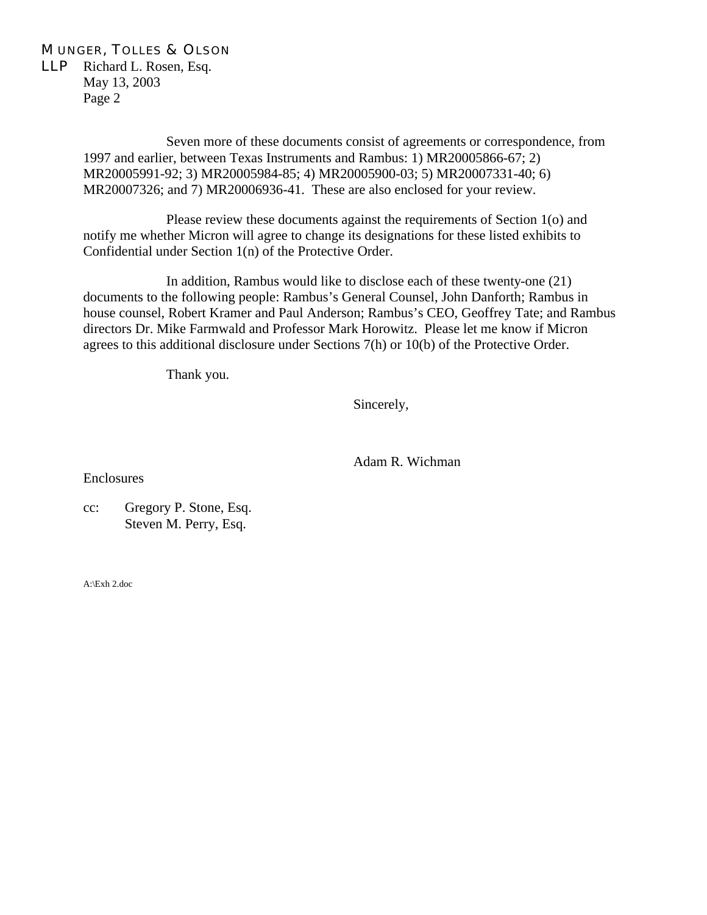Seven more of these documents consist of agreements or correspondence, from 1997 and earlier, between Texas Instruments and Rambus: 1) MR20005866-67; 2) MR20005991-92; 3) MR20005984-85; 4) MR20005900-03; 5) MR20007331-40; 6) MR20007326; and 7) MR20006936-41. These are also enclosed for your review.

Please review these documents against the requirements of Section 1(o) and notify me whether Micron will agree to change its designations for these listed exhibits to Confidential under Section 1(n) of the Protective Order.

In addition, Rambus would like to disclose each of these twenty-one (21) documents to the following people: Rambus's General Counsel, John Danforth; Rambus in house counsel, Robert Kramer and Paul Anderson; Rambus's CEO, Geoffrey Tate; and Rambus directors Dr. Mike Farmwald and Professor Mark Horowitz. Please let me know if Micron agrees to this additional disclosure under Sections 7(h) or 10(b) of the Protective Order.

Thank you.

Sincerely,

Adam R. Wichman

Enclosures

cc: Gregory P. Stone, Esq.
Steven M. Perry, Esq.

A:\Exh 2.doc